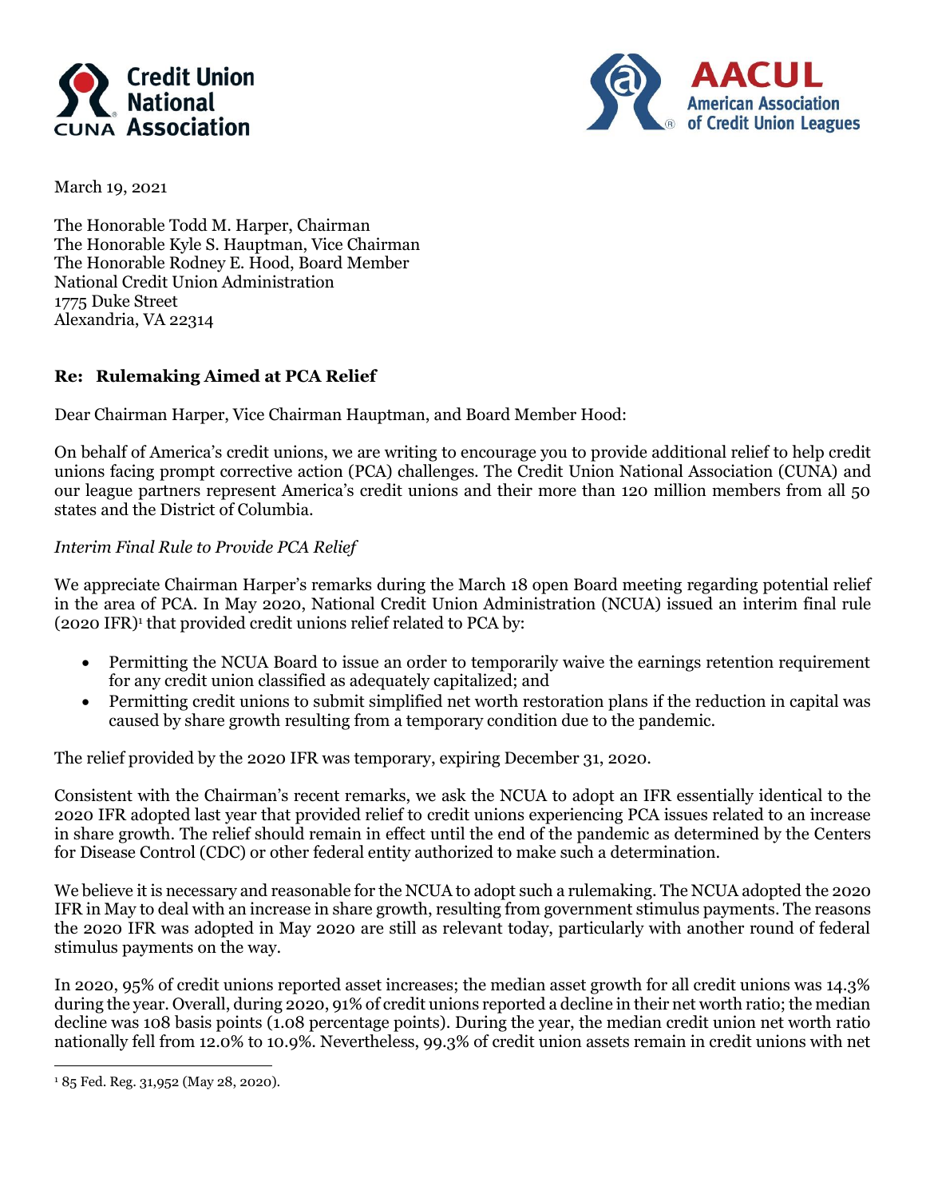March 19, 2021

The Honorable Todd M. Harper, Chairman
The Honorable Kyle S. Hauptman, Vice Chairman
The Honorable Rodney E. Hood, Board Member
National Credit Union Administration
1775 Duke Street
Alexandria, VA 22314

**Re: Rulemaking Aimed at PCA Relief**

Dear Chairman Harper, Vice Chairman Hauptman, and Board Member Hood:

On behalf of America's credit unions, we are writing to encourage you to provide additional relief to help credit unions facing prompt corrective action (PCA) challenges. The Credit Union National Association (CUNA) and our league partners represent America's credit unions and their more than 120 million members from all 50 states and the District of Columbia.

*Interim Final Rule to Provide PCA Relief*

We appreciate Chairman Harper's remarks during the March 18 open Board meeting regarding potential relief in the area of PCA. In May 2020, National Credit Union Administration (NCUA) issued an interim final rule (2020 IFR)[1] that provided credit unions relief related to PCA by:

- Permitting the NCUA Board to issue an order to temporarily waive the earnings retention requirement for any credit union classified as adequately capitalized; and
- Permitting credit unions to submit simplified net worth restoration plans if the reduction in capital was caused by share growth resulting from a temporary condition due to the pandemic.

The relief provided by the 2020 IFR was temporary, expiring December 31, 2020.

Consistent with the Chairman's recent remarks, we ask the NCUA to adopt an IFR essentially identical to the 2020 IFR adopted last year that provided relief to credit unions experiencing PCA issues related to an increase in share growth. The relief should remain in effect until the end of the pandemic as determined by the Centers for Disease Control (CDC) or other federal entity authorized to make such a determination.

We believe it is necessary and reasonable for the NCUA to adopt such a rulemaking. The NCUA adopted the 2020 IFR in May to deal with an increase in share growth, resulting from government stimulus payments. The reasons the 2020 IFR was adopted in May 2020 are still as relevant today, particularly with another round of federal stimulus payments on the way.

In 2020, 95% of credit unions reported asset increases; the median asset growth for all credit unions was 14.3% during the year. Overall, during 2020, 91% of credit unions reported a decline in their net worth ratio; the median decline was 108 basis points (1.08 percentage points). During the year, the median credit union net worth ratio nationally fell from 12.0% to 10.9%. Nevertheless, 99.3% of credit union assets remain in credit unions with net

---

[1] 85 Fed. Reg. 31,952 (May 28, 2020).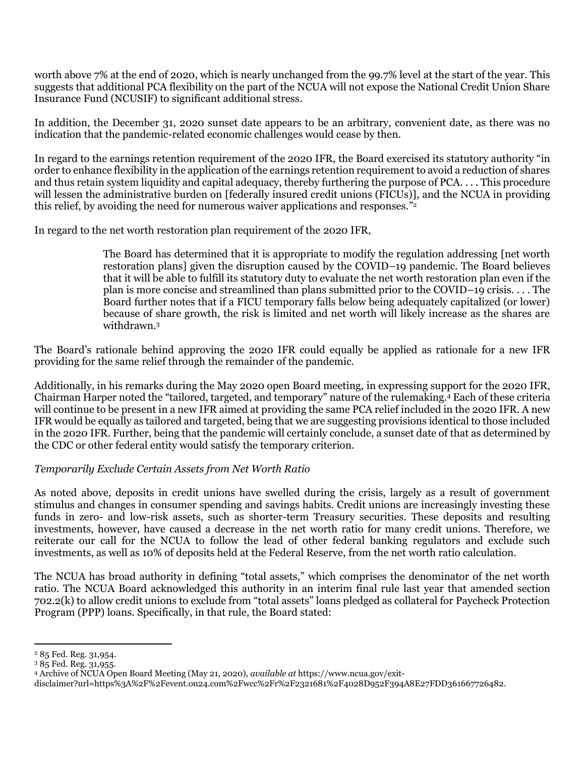worth above 7% at the end of 2020, which is nearly unchanged from the 99.7% level at the start of the year. This suggests that additional PCA flexibility on the part of the NCUA will not expose the National Credit Union Share Insurance Fund (NCUSIF) to significant additional stress.

In addition, the December 31, 2020 sunset date appears to be an arbitrary, convenient date, as there was no indication that the pandemic-related economic challenges would cease by then.

In regard to the earnings retention requirement of the 2020 IFR, the Board exercised its statutory authority "in order to enhance flexibility in the application of the earnings retention requirement to avoid a reduction of shares and thus retain system liquidity and capital adequacy, thereby furthering the purpose of PCA. . . . This procedure will lessen the administrative burden on [federally insured credit unions (FICUs)], and the NCUA in providing this relief, by avoiding the need for numerous waiver applications and responses."[2]

In regard to the net worth restoration plan requirement of the 2020 IFR,

> The Board has determined that it is appropriate to modify the regulation addressing [net worth restoration plans] given the disruption caused by the COVID–19 pandemic. The Board believes that it will be able to fulfill its statutory duty to evaluate the net worth restoration plan even if the plan is more concise and streamlined than plans submitted prior to the COVID–19 crisis. . . . The Board further notes that if a FICU temporary falls below being adequately capitalized (or lower) because of share growth, the risk is limited and net worth will likely increase as the shares are withdrawn.[3]

The Board's rationale behind approving the 2020 IFR could equally be applied as rationale for a new IFR providing for the same relief through the remainder of the pandemic.

Additionally, in his remarks during the May 2020 open Board meeting, in expressing support for the 2020 IFR, Chairman Harper noted the "tailored, targeted, and temporary" nature of the rulemaking.[4] Each of these criteria will continue to be present in a new IFR aimed at providing the same PCA relief included in the 2020 IFR. A new IFR would be equally as tailored and targeted, being that we are suggesting provisions identical to those included in the 2020 IFR. Further, being that the pandemic will certainly conclude, a sunset date of that as determined by the CDC or other federal entity would satisfy the temporary criterion.

*Temporarily Exclude Certain Assets from Net Worth Ratio*

As noted above, deposits in credit unions have swelled during the crisis, largely as a result of government stimulus and changes in consumer spending and savings habits. Credit unions are increasingly investing these funds in zero- and low-risk assets, such as shorter-term Treasury securities. These deposits and resulting investments, however, have caused a decrease in the net worth ratio for many credit unions. Therefore, we reiterate our call for the NCUA to follow the lead of other federal banking regulators and exclude such investments, as well as 10% of deposits held at the Federal Reserve, from the net worth ratio calculation.

The NCUA has broad authority in defining "total assets," which comprises the denominator of the net worth ratio. The NCUA Board acknowledged this authority in an interim final rule last year that amended section 702.2(k) to allow credit unions to exclude from "total assets" loans pledged as collateral for Paycheck Protection Program (PPP) loans. Specifically, in that rule, the Board stated:

---

[2] 85 Fed. Reg. 31,954.

[3] 85 Fed. Reg. 31,955.

[4] Archive of NCUA Open Board Meeting (May 21, 2020), *available at* https://www.ncua.gov/exit-disclaimer?url=https%3A%2F%2Fevent.on24.com%2Fwcc%2Fr%2F2321681%2F4028D952F394A8E27FDD361667726482.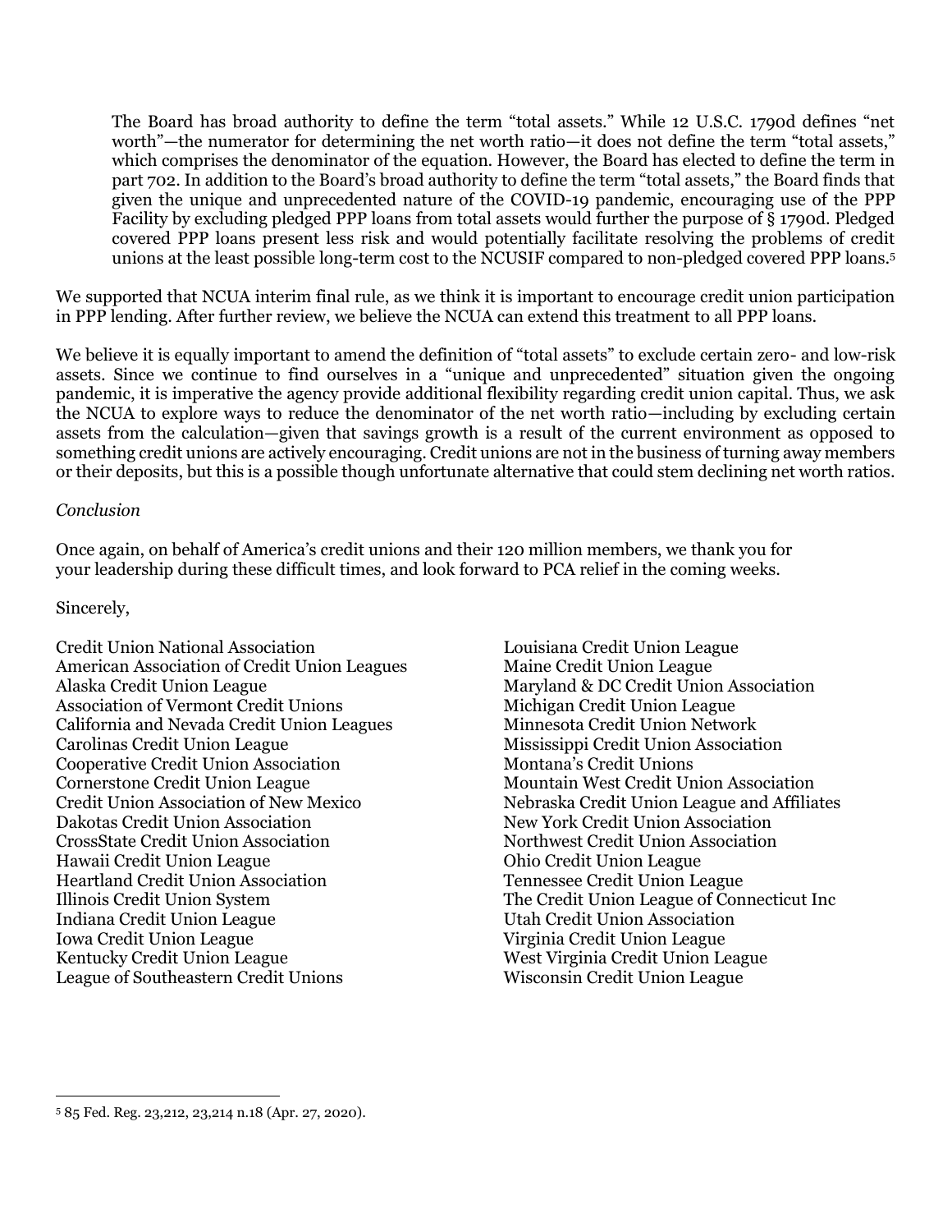> The Board has broad authority to define the term "total assets." While 12 U.S.C. 1790d defines "net worth"—the numerator for determining the net worth ratio—it does not define the term "total assets," which comprises the denominator of the equation. However, the Board has elected to define the term in part 702. In addition to the Board's broad authority to define the term "total assets," the Board finds that given the unique and unprecedented nature of the COVID-19 pandemic, encouraging use of the PPP Facility by excluding pledged PPP loans from total assets would further the purpose of § 1790d. Pledged covered PPP loans present less risk and would potentially facilitate resolving the problems of credit unions at the least possible long-term cost to the NCUSIF compared to non-pledged covered PPP loans.[5]

We supported that NCUA interim final rule, as we think it is important to encourage credit union participation in PPP lending. After further review, we believe the NCUA can extend this treatment to all PPP loans.

We believe it is equally important to amend the definition of "total assets" to exclude certain zero- and low-risk assets. Since we continue to find ourselves in a "unique and unprecedented" situation given the ongoing pandemic, it is imperative the agency provide additional flexibility regarding credit union capital. Thus, we ask the NCUA to explore ways to reduce the denominator of the net worth ratio—including by excluding certain assets from the calculation—given that savings growth is a result of the current environment as opposed to something credit unions are actively encouraging. Credit unions are not in the business of turning away members or their deposits, but this is a possible though unfortunate alternative that could stem declining net worth ratios.

*Conclusion*

Once again, on behalf of America's credit unions and their 120 million members, we thank you for your leadership during these difficult times, and look forward to PCA relief in the coming weeks.

Sincerely,

Credit Union National Association
American Association of Credit Union Leagues
Alaska Credit Union League
Association of Vermont Credit Unions
California and Nevada Credit Union Leagues
Carolinas Credit Union League
Cooperative Credit Union Association
Cornerstone Credit Union League
Credit Union Association of New Mexico
Dakotas Credit Union Association
CrossState Credit Union Association
Hawaii Credit Union League
Heartland Credit Union Association
Illinois Credit Union System
Indiana Credit Union League
Iowa Credit Union League
Kentucky Credit Union League
League of Southeastern Credit Unions
Louisiana Credit Union League
Maine Credit Union League
Maryland & DC Credit Union Association
Michigan Credit Union League
Minnesota Credit Union Network
Mississippi Credit Union Association
Montana's Credit Unions
Mountain West Credit Union Association
Nebraska Credit Union League and Affiliates
New York Credit Union Association
Northwest Credit Union Association
Ohio Credit Union League
Tennessee Credit Union League
The Credit Union League of Connecticut Inc
Utah Credit Union Association
Virginia Credit Union League
West Virginia Credit Union League
Wisconsin Credit Union League

---

[5] 85 Fed. Reg. 23,212, 23,214 n.18 (Apr. 27, 2020).